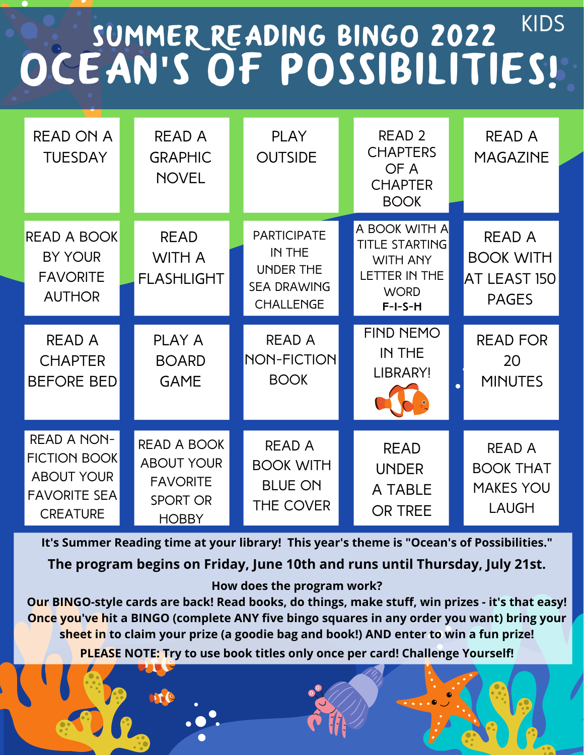KIDS

# SUMMER READING BINGO 2022

# OCEAN'S OF POSSIBILITIES!

| | | | | |
|---|---|---|---|---|
| READ ON A TUESDAY | READ A GRAPHIC NOVEL | PLAY OUTSIDE | READ 2 CHAPTERS OF A CHAPTER BOOK | READ A MAGAZINE |
| READ A BOOK BY YOUR FAVORITE AUTHOR | READ WITH A FLASHLIGHT | PARTICIPATE IN THE UNDER THE SEA DRAWING CHALLENGE | A BOOK WITH A TITLE STARTING WITH ANY LETTER IN THE WORD **F-I-S-H** | READ A BOOK WITH AT LEAST 150 PAGES |
| READ A CHAPTER BEFORE BED | PLAY A BOARD GAME | READ A NON-FICTION BOOK | FIND NEMO IN THE LIBRARY! | READ FOR 20 MINUTES |
| READ A NON-FICTION BOOK ABOUT YOUR FAVORITE SEA CREATURE | READ A BOOK ABOUT YOUR FAVORITE SPORT OR HOBBY | READ A BOOK WITH BLUE ON THE COVER | READ UNDER A TABLE OR TREE | READ A BOOK THAT MAKES YOU LAUGH |

**It's Summer Reading time at your library! This year's theme is "Ocean's of Possibilities."**

**The program begins on Friday, June 10th and runs until Thursday, July 21st.**

**How does the program work?**

**Our BINGO-style cards are back! Read books, do things, make stuff, win prizes - it's that easy! Once you've hit a BINGO (complete ANY five bingo squares in any order you want) bring your sheet in to claim your prize (a goodie bag and book!) AND enter to win a fun prize!**

**PLEASE NOTE: Try to use book titles only once per card! Challenge Yourself!**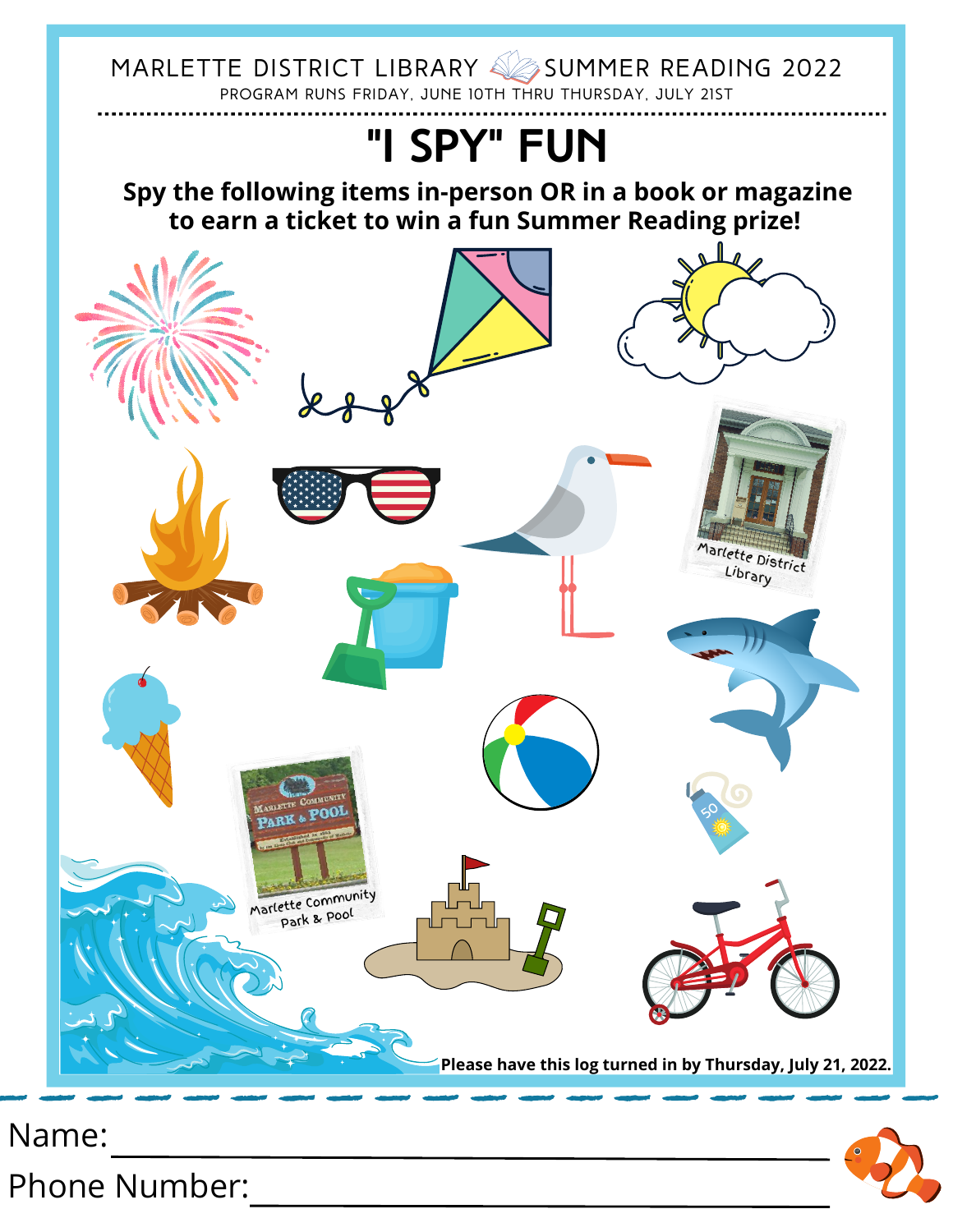MARLETTE DISTRICT LIBRARY SUMMER READING 2022

PROGRAM RUNS FRIDAY, JUNE 10TH THRU THURSDAY, JULY 21ST

# "I SPY" FUN

**Spy the following items in-person OR in a book or magazine to earn a ticket to win a fun Summer Reading prize!**

Marlette District Library

Marlette Community Park & Pool

**Please have this log turned in by Thursday, July 21, 2022.**

Name: ____________________

Phone Number: ____________________